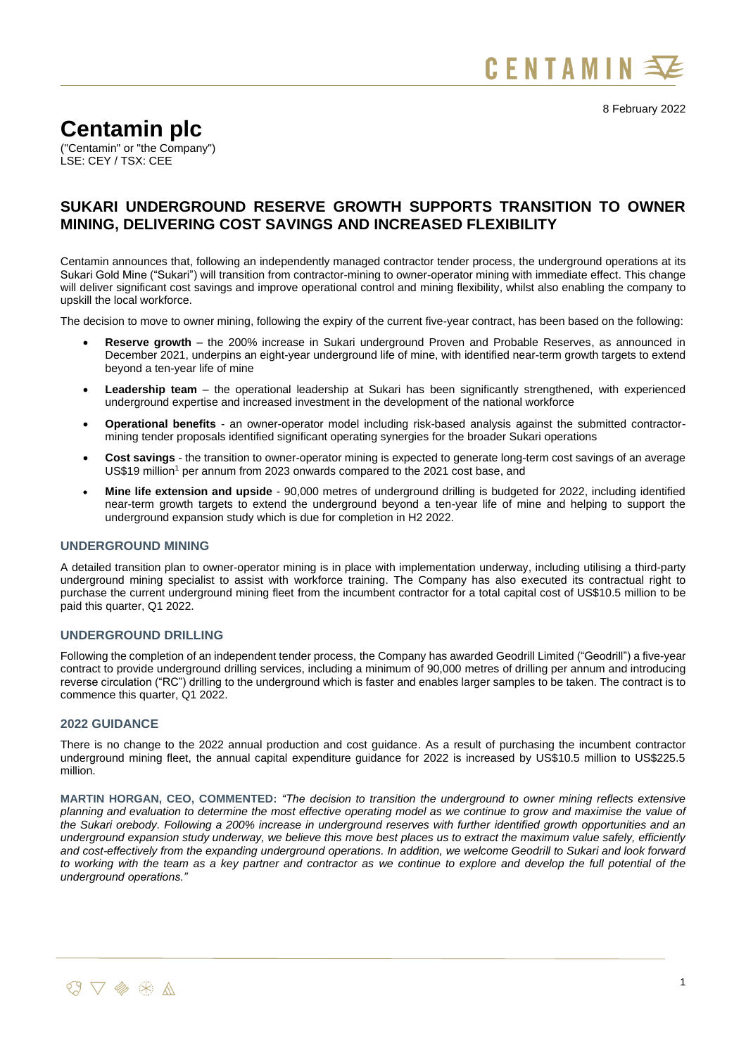8 February 2022

# Centamin plc

("Centamin" or "the Company")
LSE: CEY / TSX: CEE

## SUKARI UNDERGROUND RESERVE GROWTH SUPPORTS TRANSITION TO OWNER MINING, DELIVERING COST SAVINGS AND INCREASED FLEXIBILITY

Centamin announces that, following an independently managed contractor tender process, the underground operations at its Sukari Gold Mine ("Sukari") will transition from contractor-mining to owner-operator mining with immediate effect. This change will deliver significant cost savings and improve operational control and mining flexibility, whilst also enabling the company to upskill the local workforce.

The decision to move to owner mining, following the expiry of the current five-year contract, has been based on the following:

- **Reserve growth** – the 200% increase in Sukari underground Proven and Probable Reserves, as announced in December 2021, underpins an eight-year underground life of mine, with identified near-term growth targets to extend beyond a ten-year life of mine
- **Leadership team** – the operational leadership at Sukari has been significantly strengthened, with experienced underground expertise and increased investment in the development of the national workforce
- **Operational benefits** - an owner-operator model including risk-based analysis against the submitted contractor-mining tender proposals identified significant operating synergies for the broader Sukari operations
- **Cost savings** - the transition to owner-operator mining is expected to generate long-term cost savings of an average US$19 million[1] per annum from 2023 onwards compared to the 2021 cost base, and
- **Mine life extension and upside** - 90,000 metres of underground drilling is budgeted for 2022, including identified near-term growth targets to extend the underground beyond a ten-year life of mine and helping to support the underground expansion study which is due for completion in H2 2022.

### UNDERGROUND MINING

A detailed transition plan to owner-operator mining is in place with implementation underway, including utilising a third-party underground mining specialist to assist with workforce training. The Company has also executed its contractual right to purchase the current underground mining fleet from the incumbent contractor for a total capital cost of US$10.5 million to be paid this quarter, Q1 2022.

### UNDERGROUND DRILLING

Following the completion of an independent tender process, the Company has awarded Geodrill Limited ("Geodrill") a five-year contract to provide underground drilling services, including a minimum of 90,000 metres of drilling per annum and introducing reverse circulation ("RC") drilling to the underground which is faster and enables larger samples to be taken. The contract is to commence this quarter, Q1 2022.

### 2022 GUIDANCE

There is no change to the 2022 annual production and cost guidance. As a result of purchasing the incumbent contractor underground mining fleet, the annual capital expenditure guidance for 2022 is increased by US$10.5 million to US$225.5 million.

**MARTIN HORGAN, CEO, COMMENTED:** *"The decision to transition the underground to owner mining reflects extensive planning and evaluation to determine the most effective operating model as we continue to grow and maximise the value of the Sukari orebody. Following a 200% increase in underground reserves with further identified growth opportunities and an underground expansion study underway, we believe this move best places us to extract the maximum value safely, efficiently and cost-effectively from the expanding underground operations. In addition, we welcome Geodrill to Sukari and look forward to working with the team as a key partner and contractor as we continue to explore and develop the full potential of the underground operations."*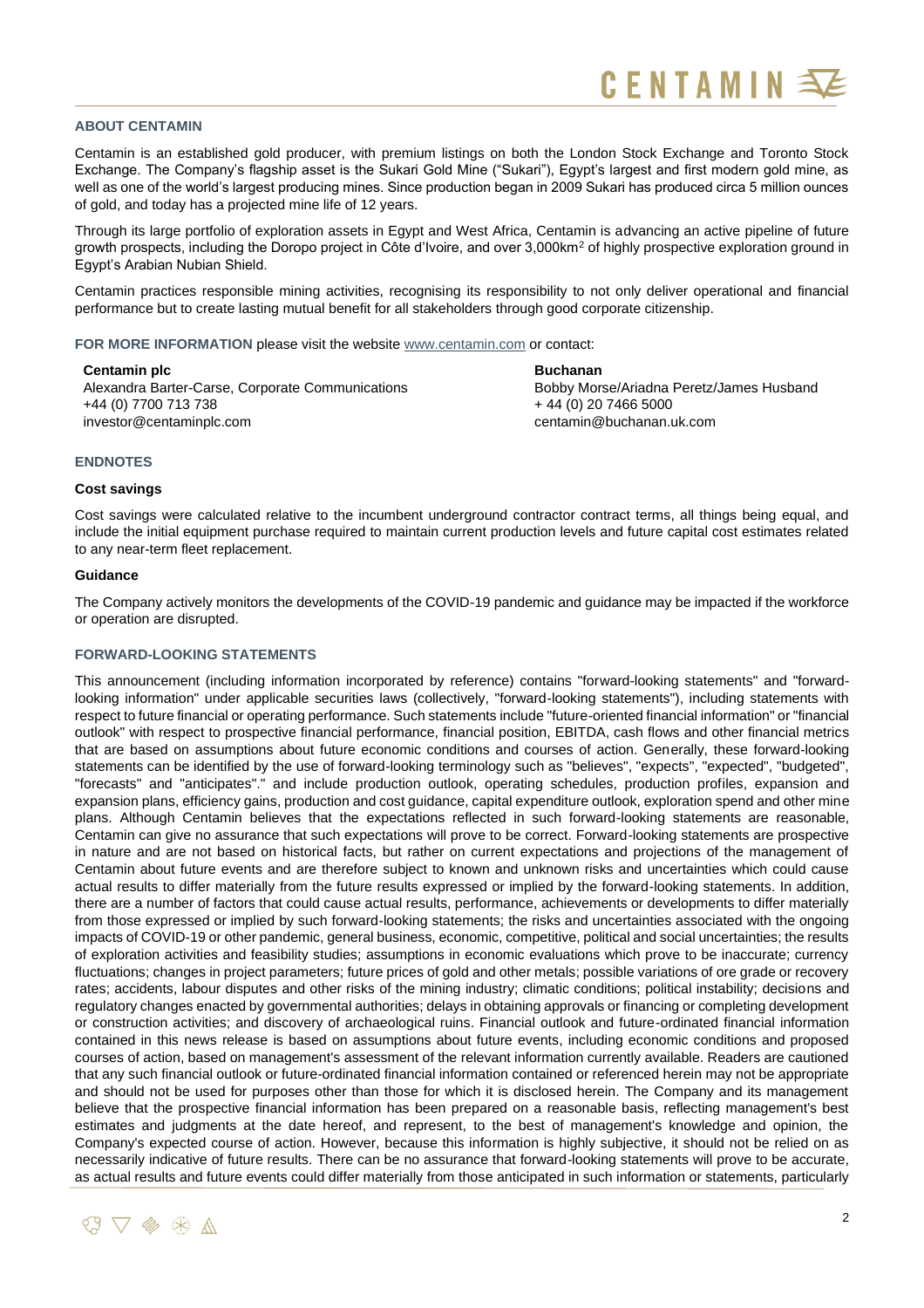## ABOUT CENTAMIN

Centamin is an established gold producer, with premium listings on both the London Stock Exchange and Toronto Stock Exchange. The Company's flagship asset is the Sukari Gold Mine ("Sukari"), Egypt's largest and first modern gold mine, as well as one of the world's largest producing mines. Since production began in 2009 Sukari has produced circa 5 million ounces of gold, and today has a projected mine life of 12 years.

Through its large portfolio of exploration assets in Egypt and West Africa, Centamin is advancing an active pipeline of future growth prospects, including the Doropo project in Côte d'Ivoire, and over 3,000km$^2$ of highly prospective exploration ground in Egypt's Arabian Nubian Shield.

Centamin practices responsible mining activities, recognising its responsibility to not only deliver operational and financial performance but to create lasting mutual benefit for all stakeholders through good corporate citizenship.

**FOR MORE INFORMATION** please visit the website www.centamin.com or contact:

**Centamin plc**
Alexandra Barter-Carse, Corporate Communications
+44 (0) 7700 713 738
investor@centaminplc.com

**Buchanan**
Bobby Morse/Ariadna Peretz/James Husband
+ 44 (0) 20 7466 5000
centamin@buchanan.uk.com

## ENDNOTES

### Cost savings

Cost savings were calculated relative to the incumbent underground contractor contract terms, all things being equal, and include the initial equipment purchase required to maintain current production levels and future capital cost estimates related to any near-term fleet replacement.

### Guidance

The Company actively monitors the developments of the COVID-19 pandemic and guidance may be impacted if the workforce or operation are disrupted.

## FORWARD-LOOKING STATEMENTS

This announcement (including information incorporated by reference) contains "forward-looking statements" and "forward-looking information" under applicable securities laws (collectively, "forward-looking statements"), including statements with respect to future financial or operating performance. Such statements include "future-oriented financial information" or "financial outlook" with respect to prospective financial performance, financial position, EBITDA, cash flows and other financial metrics that are based on assumptions about future economic conditions and courses of action. Generally, these forward-looking statements can be identified by the use of forward-looking terminology such as "believes", "expects", "expected", "budgeted", "forecasts" and "anticipates"." and include production outlook, operating schedules, production profiles, expansion and expansion plans, efficiency gains, production and cost guidance, capital expenditure outlook, exploration spend and other mine plans. Although Centamin believes that the expectations reflected in such forward-looking statements are reasonable, Centamin can give no assurance that such expectations will prove to be correct. Forward-looking statements are prospective in nature and are not based on historical facts, but rather on current expectations and projections of the management of Centamin about future events and are therefore subject to known and unknown risks and uncertainties which could cause actual results to differ materially from the future results expressed or implied by the forward-looking statements. In addition, there are a number of factors that could cause actual results, performance, achievements or developments to differ materially from those expressed or implied by such forward-looking statements; the risks and uncertainties associated with the ongoing impacts of COVID-19 or other pandemic, general business, economic, competitive, political and social uncertainties; the results of exploration activities and feasibility studies; assumptions in economic evaluations which prove to be inaccurate; currency fluctuations; changes in project parameters; future prices of gold and other metals; possible variations of ore grade or recovery rates; accidents, labour disputes and other risks of the mining industry; climatic conditions; political instability; decisions and regulatory changes enacted by governmental authorities; delays in obtaining approvals or financing or completing development or construction activities; and discovery of archaeological ruins. Financial outlook and future-ordinated financial information contained in this news release is based on assumptions about future events, including economic conditions and proposed courses of action, based on management's assessment of the relevant information currently available. Readers are cautioned that any such financial outlook or future-ordinated financial information contained or referenced herein may not be appropriate and should not be used for purposes other than those for which it is disclosed herein. The Company and its management believe that the prospective financial information has been prepared on a reasonable basis, reflecting management's best estimates and judgments at the date hereof, and represent, to the best of management's knowledge and opinion, the Company's expected course of action. However, because this information is highly subjective, it should not be relied on as necessarily indicative of future results. There can be no assurance that forward-looking statements will prove to be accurate, as actual results and future events could differ materially from those anticipated in such information or statements, particularly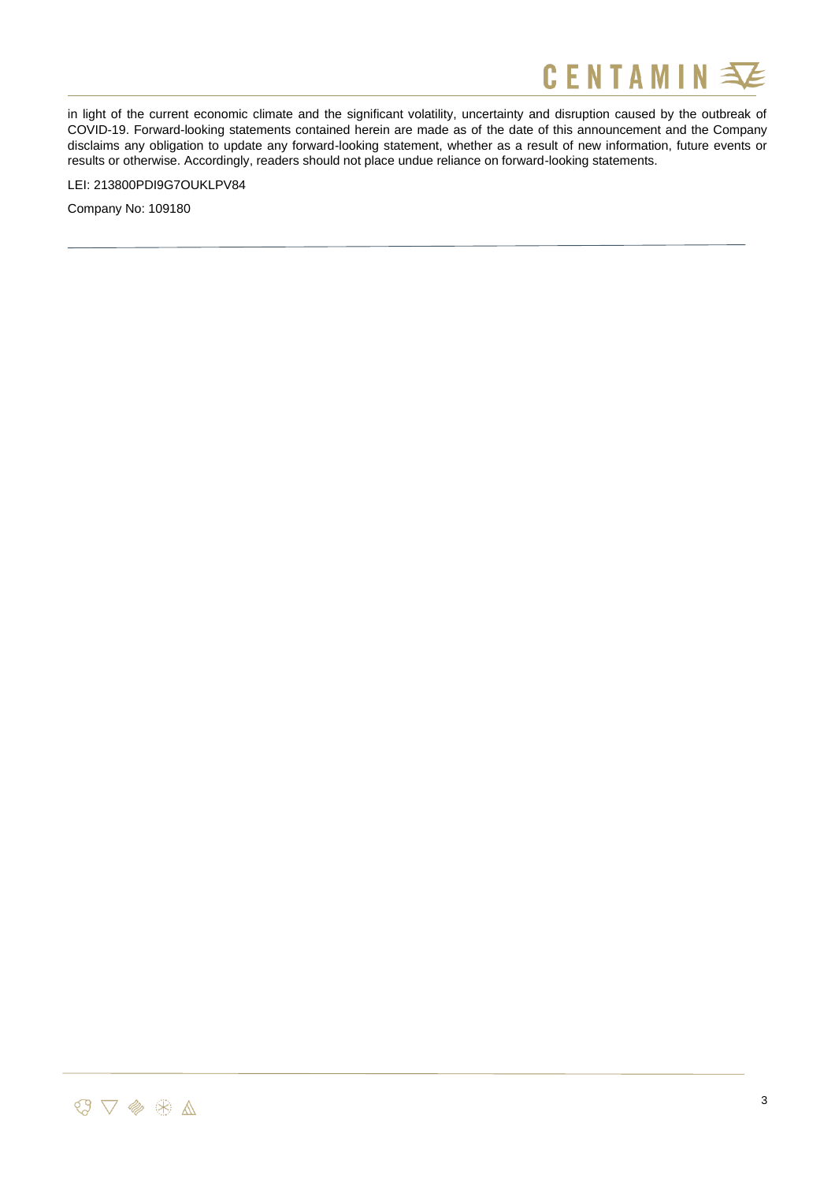in light of the current economic climate and the significant volatility, uncertainty and disruption caused by the outbreak of COVID-19. Forward-looking statements contained herein are made as of the date of this announcement and the Company disclaims any obligation to update any forward-looking statement, whether as a result of new information, future events or results or otherwise. Accordingly, readers should not place undue reliance on forward-looking statements.

LEI: 213800PDI9G7OUKLPV84

Company No: 109180